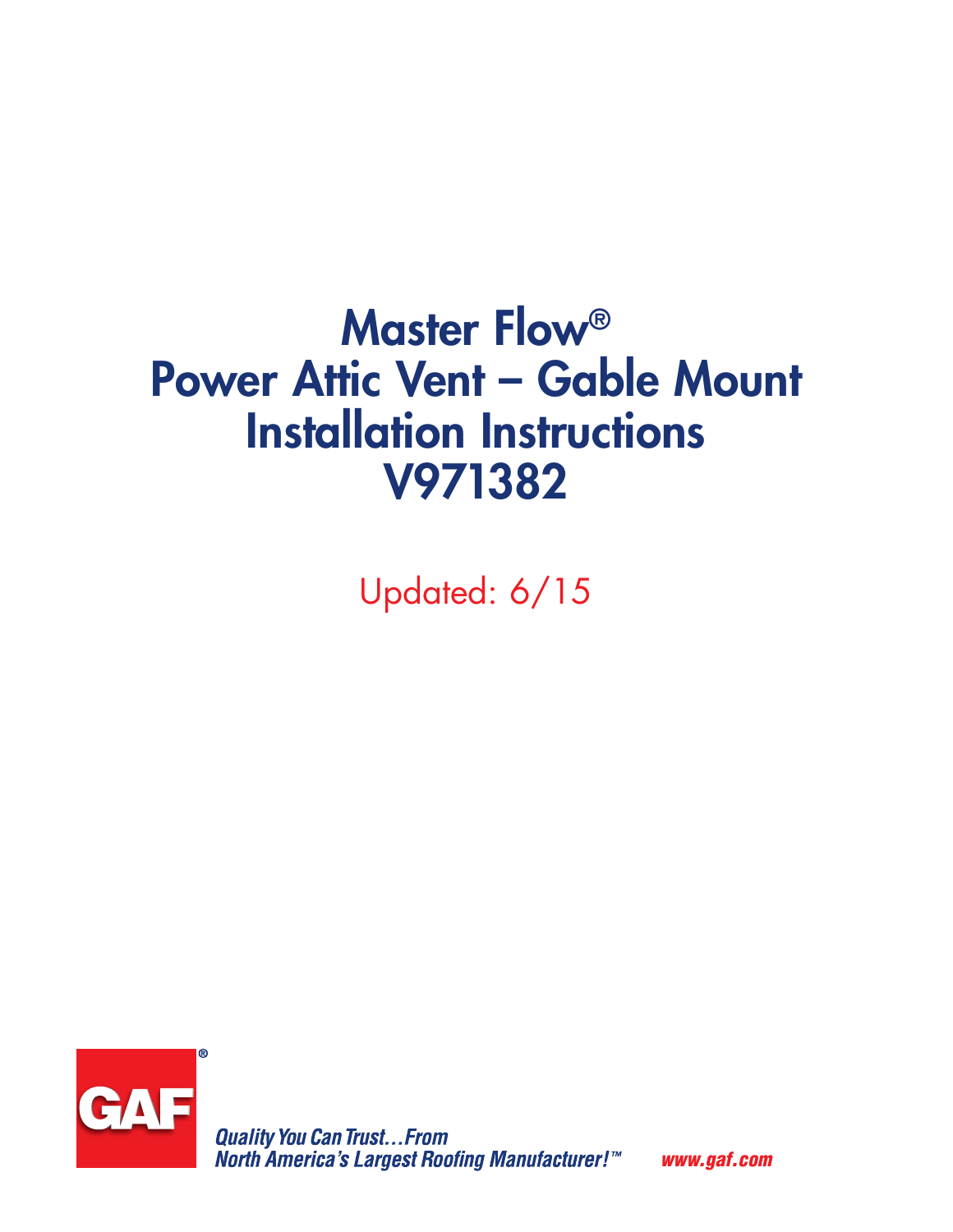# Master Flow®
# Power Attic Vent – Gable Mount
# Installation Instructions
# V971382

Updated: 6/15

GAF®

*Quality You Can Trust…From*
*North America's Largest Roofing Manufacturer!™*

*www.gaf.com*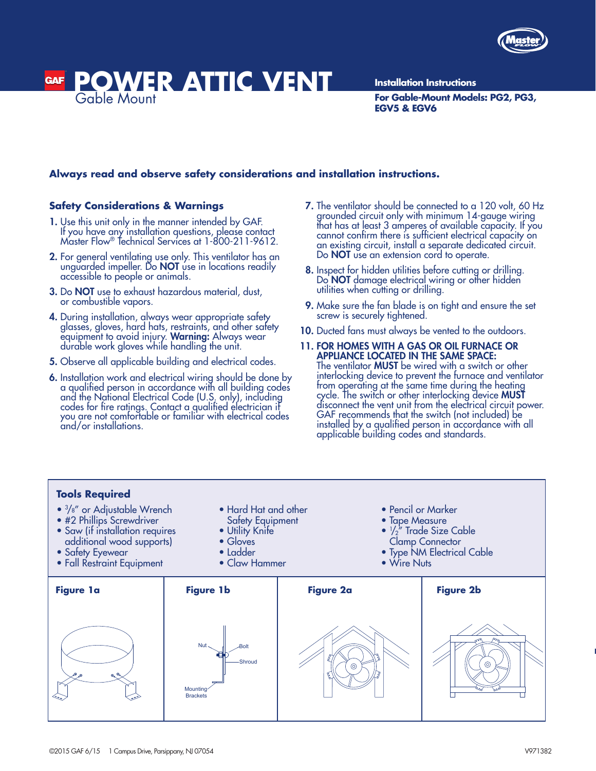# POWER ATTIC VENT

Gable Mount

**Installation Instructions**

**For Gable-Mount Models: PG2, PG3, EGV5 & EGV6**

**Always read and observe safety considerations and installation instructions.**

## Safety Considerations & Warnings

1. Use this unit only in the manner intended by GAF. If you have any installation questions, please contact Master Flow® Technical Services at 1-800-211-9612.
2. For general ventilating use only. This ventilator has an unguarded impeller. Do **NOT** use in locations readily accessible to people or animals.
3. Do **NOT** use to exhaust hazardous material, dust, or combustible vapors.
4. During installation, always wear appropriate safety glasses, gloves, hard hats, restraints, and other safety equipment to avoid injury. **Warning:** Always wear durable work gloves while handling the unit.
5. Observe all applicable building and electrical codes.
6. Installation work and electrical wiring should be done by a qualified person in accordance with all building codes and the National Electrical Code (U.S. only), including codes for fire ratings. Contact a qualified electrician if you are not comfortable or familiar with electrical codes and/or installations.
7. The ventilator should be connected to a 120 volt, 60 Hz grounded circuit only with minimum 14-gauge wiring that has at least 3 amperes of available capacity. If you cannot confirm there is sufficient electrical capacity on an existing circuit, install a separate dedicated circuit. Do **NOT** use an extension cord to operate.
8. Inspect for hidden utilities before cutting or drilling. Do **NOT** damage electrical wiring or other hidden utilities when cutting or drilling.
9. Make sure the fan blade is on tight and ensure the set screw is securely tightened.
10. Ducted fans must always be vented to the outdoors.
11. **FOR HOMES WITH A GAS OR OIL FURNACE OR APPLIANCE LOCATED IN THE SAME SPACE:** The ventilator **MUST** be wired with a switch or other interlocking device to prevent the furnace and ventilator from operating at the same time during the heating cycle. The switch or other interlocking device **MUST** disconnect the vent unit from the electrical circuit power. GAF recommends that the switch (not included) be installed by a qualified person in accordance with all applicable building codes and standards.

## Tools Required

- 3/8" or Adjustable Wrench
- #2 Phillips Screwdriver
- Saw (if installation requires additional wood supports)
- Safety Eyewear
- Fall Restraint Equipment
- Hard Hat and other Safety Equipment
- Utility Knife
- Gloves
- Ladder
- Claw Hammer
- Pencil or Marker
- Tape Measure
- 1/2" Trade Size Cable Clamp Connector
- Type NM Electrical Cable
- Wire Nuts

**Figure 1a**

**Figure 1b**

Nut
Bolt
Shroud
Mounting Brackets

**Figure 2a**

**Figure 2b**

©2015 GAF 6/15 1 Campus Drive, Parsippany, NJ 07054

V971382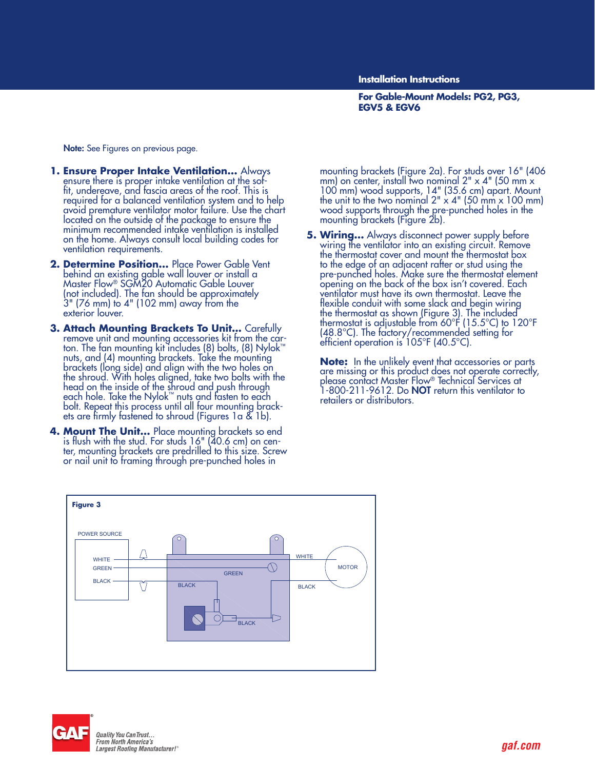# Installation Instructions

## For Gable-Mount Models: PG2, PG3, EGV5 & EGV6

**Note:** See Figures on previous page.

1. **Ensure Proper Intake Ventilation...** Always ensure there is proper intake ventilation at the soffit, undereave, and fascia areas of the roof. This is required for a balanced ventilation system and to help avoid premature ventilator motor failure. Use the chart located on the outside of the package to ensure the minimum recommended intake ventilation is installed on the home. Always consult local building codes for ventilation requirements.

2. **Determine Position...** Place Power Gable Vent behind an existing gable wall louver or install a Master Flow® SGM20 Automatic Gable Louver (not included). The fan should be approximately 3" (76 mm) to 4" (102 mm) away from the exterior louver.

3. **Attach Mounting Brackets To Unit...** Carefully remove unit and mounting accessories kit from the carton. The fan mounting kit includes (8) bolts, (8) Nylok™ nuts, and (4) mounting brackets. Take the mounting brackets (long side) and align with the two holes on the shroud. With holes aligned, take two bolts with the head on the inside of the shroud and push through each hole. Take the Nylok™ nuts and fasten to each bolt. Repeat this process until all four mounting brackets are firmly fastened to shroud (Figures 1a & 1b).

4. **Mount The Unit...** Place mounting brackets so end is flush with the stud. For studs 16" (40.6 cm) on center, mounting brackets are predrilled to this size. Screw or nail unit to framing through pre-punched holes in mounting brackets (Figure 2a). For studs over 16" (406 mm) on center, install two nominal 2" x 4" (50 mm x 100 mm) wood supports, 14" (35.6 cm) apart. Mount the unit to the two nominal 2" x 4" (50 mm x 100 mm) wood supports through the pre-punched holes in the mounting brackets (Figure 2b).

5. **Wiring...** Always disconnect power supply before wiring the ventilator into an existing circuit. Remove the thermostat cover and mount the thermostat box to the edge of an adjacent rafter or stud using the pre-punched holes. Make sure the thermostat element opening on the back of the box isn't covered. Each ventilator must have its own thermostat. Leave the flexible conduit with some slack and begin wiring the thermostat as shown (Figure 3). The included thermostat is adjustable from 60°F (15.5°C) to 120°F (48.8°C). The factory/recommended setting for efficient operation is 105°F (40.5°C).

**Note:** In the unlikely event that accessories or parts are missing or this product does not operate correctly, please contact Master Flow® Technical Services at 1-800-211-9612. Do **NOT** return this ventilator to retailers or distributors.

**Figure 3**

POWER SOURCE
WHITE
GREEN
BLACK
GREEN
BLACK
BLACK
WHITE
BLACK
MOTOR

*Quality You Can Trust... From North America's Largest Roofing Manufacturer!*

gaf.com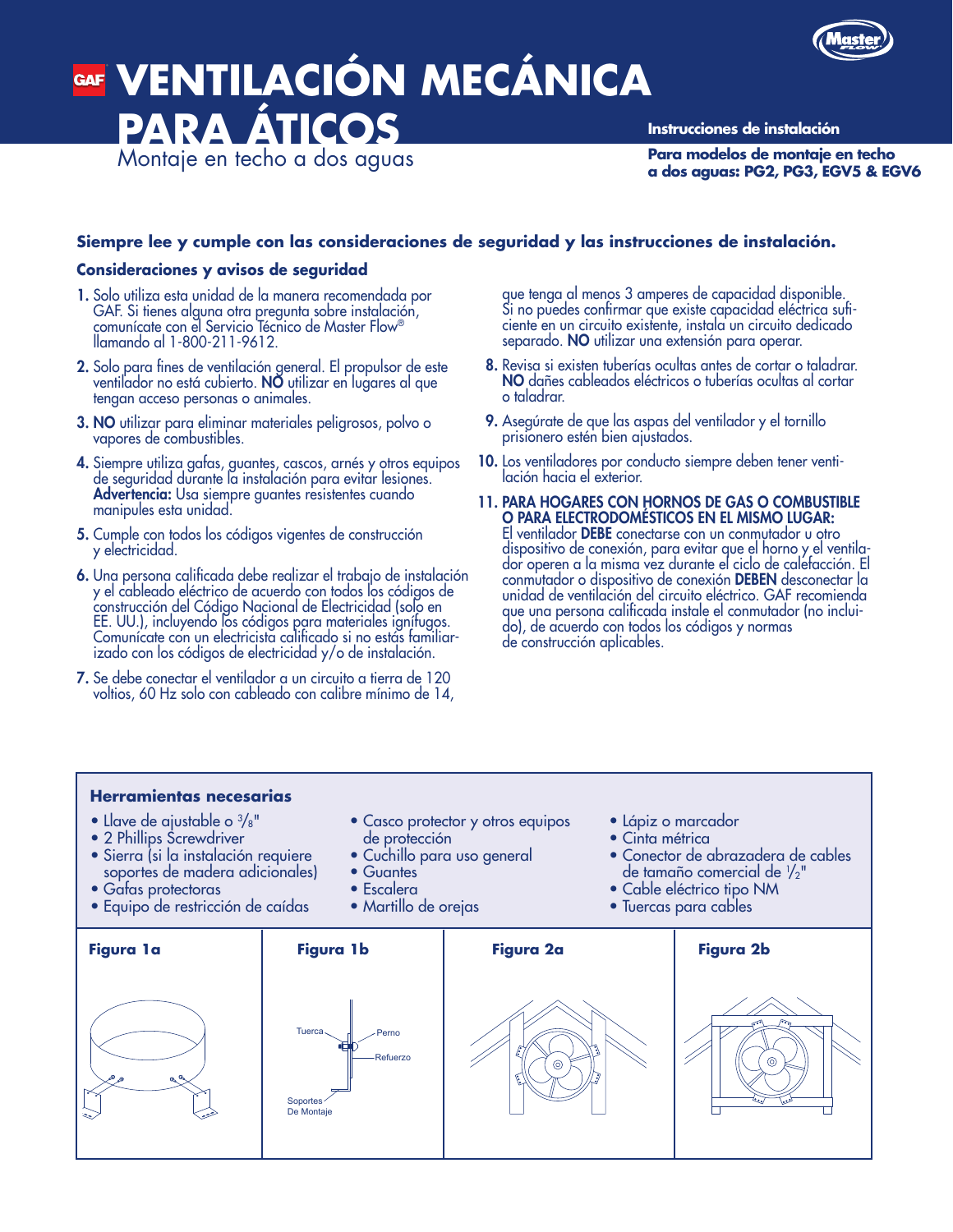# VENTILACIÓN MECÁNICA PARA ÁTICOS

Montaje en techo a dos aguas

**Instrucciones de instalación**

**Para modelos de montaje en techo a dos aguas: PG2, PG3, EGV5 & EGV6**

**Siempre lee y cumple con las consideraciones de seguridad y las instrucciones de instalación.**

## Consideraciones y avisos de seguridad

1. Solo utiliza esta unidad de la manera recomendada por GAF. Si tienes alguna otra pregunta sobre instalación, comunícate con el Servicio Técnico de Master Flow® llamando al 1-800-211-9612.
2. Solo para fines de ventilación general. El propulsor de este ventilador no está cubierto. **NO** utilizar en lugares al que tengan acceso personas o animales.
3. **NO** utilizar para eliminar materiales peligrosos, polvo o vapores de combustibles.
4. Siempre utiliza gafas, guantes, cascos, arnés y otros equipos de seguridad durante la instalación para evitar lesiones. **Advertencia:** Usa siempre guantes resistentes cuando manipules esta unidad.
5. Cumple con todos los códigos vigentes de construcción y electricidad.
6. Una persona calificada debe realizar el trabajo de instalación y el cableado eléctrico de acuerdo con todos los códigos de construcción del Código Nacional de Electricidad (solo en EE. UU.), incluyendo los códigos para materiales ignífugos. Comunícate con un electricista calificado si no estás familiarizado con los códigos de electricidad y/o de instalación.
7. Se debe conectar el ventilador a un circuito a tierra de 120 voltios, 60 Hz solo con cableado con calibre mínimo de 14, que tenga al menos 3 amperes de capacidad disponible. Si no puedes confirmar que existe capacidad eléctrica suficiente en un circuito existente, instala un circuito dedicado separado. **NO** utilizar una extensión para operar.
8. Revisa si existen tuberías ocultas antes de cortar o taladrar. **NO** dañes cableados eléctricos o tuberías ocultas al cortar o taladrar.
9. Asegúrate de que las aspas del ventilador y el tornillo prisionero estén bien ajustados.
10. Los ventiladores por conducto siempre deben tener ventilación hacia el exterior.
11. **PARA HOGARES CON HORNOS DE GAS O COMBUSTIBLE O PARA ELECTRODOMÉSTICOS EN EL MISMO LUGAR:** El ventilador **DEBE** conectarse con un conmutador u otro dispositivo de conexión, para evitar que el horno y el ventilador operen a la misma vez durante el ciclo de calefacción. El conmutador o dispositivo de conexión **DEBEN** desconectar la unidad de ventilación del circuito eléctrico. GAF recomienda que una persona calificada instale el conmutador (no incluido), de acuerdo con todos los códigos y normas de construcción aplicables.

## Herramientas necesarias

- Llave de ajustable o 3/8"
- 2 Phillips Screwdriver
- Sierra (si la instalación requiere soportes de madera adicionales)
- Gafas protectoras
- Equipo de restricción de caídas
- Casco protector y otros equipos de protección
- Cuchillo para uso general
- Guantes
- Escalera
- Martillo de orejas
- Lápiz o marcador
- Cinta métrica
- Conector de abrazadera de cables de tamaño comercial de 1/2"
- Cable eléctrico tipo NM
- Tuercas para cables

**Figura 1a**

**Figura 1b**

Tuerca
Perno
Refuerzo
Soportes De Montaje

**Figura 2a**

**Figura 2b**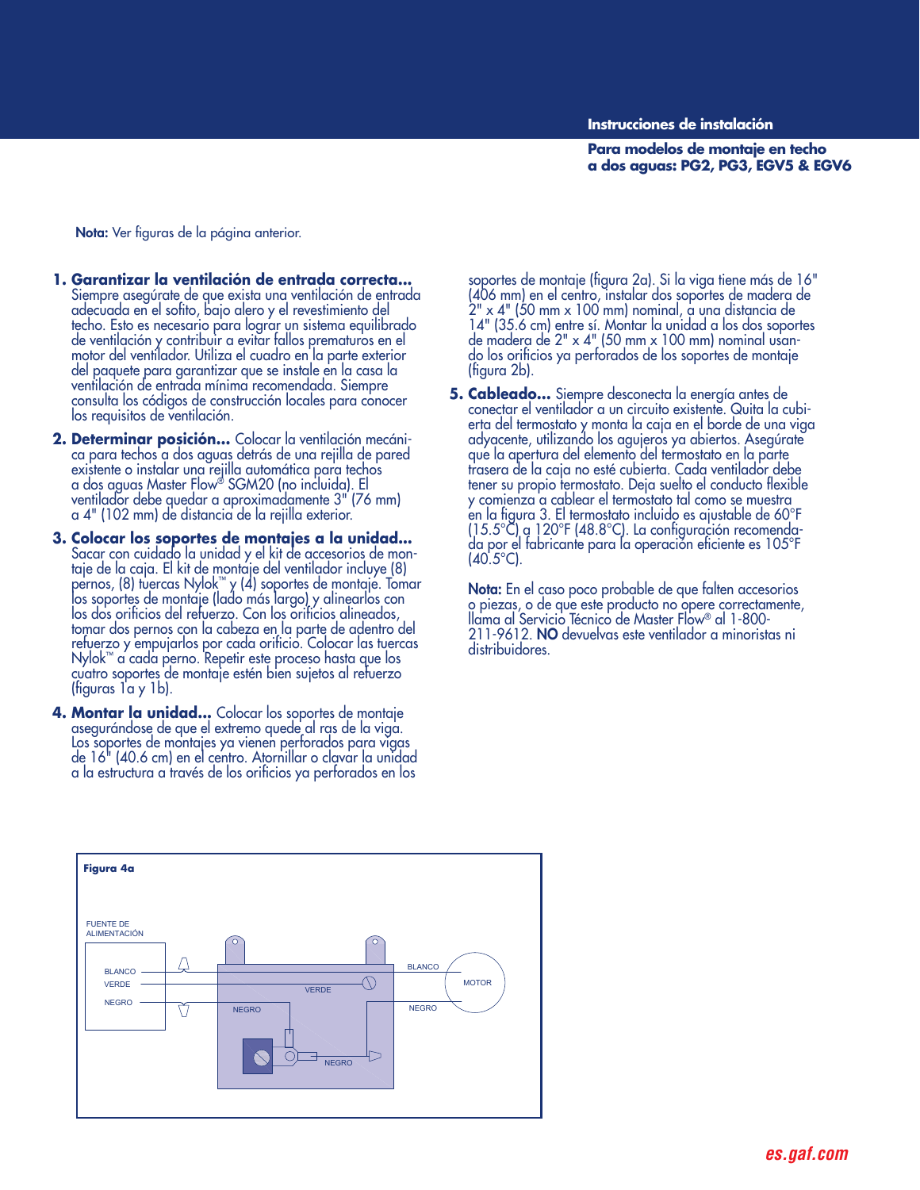**Instrucciones de instalación**

**Para modelos de montaje en techo a dos aguas: PG2, PG3, EGV5 & EGV6**

**Nota:** Ver figuras de la página anterior.

1. **Garantizar la ventilación de entrada correcta...** Siempre asegúrate de que exista una ventilación de entrada adecuada en el sofito, bajo alero y el revestimiento del techo. Esto es necesario para lograr un sistema equilibrado de ventilación y contribuir a evitar fallos prematuros en el motor del ventilador. Utiliza el cuadro en la parte exterior del paquete para garantizar que se instale en la casa la ventilación de entrada mínima recomendada. Siempre consulta los códigos de construcción locales para conocer los requisitos de ventilación.

2. **Determinar posición...** Colocar la ventilación mecánica para techos a dos aguas detrás de una rejilla de pared existente o instalar una rejilla automática para techos a dos aguas Master Flow® SGM20 (no incluida). El ventilador debe quedar a aproximadamente 3" (76 mm) a 4" (102 mm) de distancia de la rejilla exterior.

3. **Colocar los soportes de montajes a la unidad...** Sacar con cuidado la unidad y el kit de accesorios de montaje de la caja. El kit de montaje del ventilador incluye (8) pernos, (8) tuercas Nylok™ y (4) soportes de montaje. Tomar los soportes de montaje (lado más largo) y alinearlos con los dos orificios del refuerzo. Con los orificios alineados, tomar dos pernos con la cabeza en la parte de adentro del refuerzo y empujarlos por cada orificio. Colocar las tuercas Nylok™ a cada perno. Repetir este proceso hasta que los cuatro soportes de montaje estén bien sujetos al refuerzo (figuras 1a y 1b).

4. **Montar la unidad...** Colocar los soportes de montaje asegurándose de que el extremo quede al ras de la viga. Los soportes de montajes ya vienen perforados para vigas de 16" (40.6 cm) en el centro. Atornillar o clavar la unidad a la estructura a través de los orificios ya perforados en los soportes de montaje (figura 2a). Si la viga tiene más de 16" (406 mm) en el centro, instalar dos soportes de madera de 2" x 4" (50 mm x 100 mm) nominal, a una distancia de 14" (35.6 cm) entre sí. Montar la unidad a los dos soportes de madera de 2" x 4" (50 mm x 100 mm) nominal usando los orificios ya perforados de los soportes de montaje (figura 2b).

5. **Cableado...** Siempre desconecta la energía antes de conectar el ventilador a un circuito existente. Quita la cubierta del termostato y monta la caja en el borde de una viga adyacente, utilizando los agujeros ya abiertos. Asegúrate que la apertura del elemento del termostato en la parte trasera de la caja no esté cubierta. Cada ventilador debe tener su propio termostato. Deja suelto el conducto flexible y comienza a cablear el termostato tal como se muestra en la figura 3. El termostato incluido es ajustable de 60°F (15.5°C) a 120°F (48.8°C). La configuración recomendada por el fabricante para la operación eficiente es 105°F (40.5°C).

   **Nota:** En el caso poco probable de que falten accesorios o piezas, o de que este producto no opere correctamente, llama al Servicio Técnico de Master Flow® al 1-800-211-9612. **NO** devuelvas este ventilador a minoristas ni distribuidores.

**Figura 4a**

FUENTE DE ALIMENTACIÓN
BLANCO
VERDE
NEGRO
VERDE
NEGRO
BLANCO
NEGRO
MOTOR
NEGRO

es.gaf.com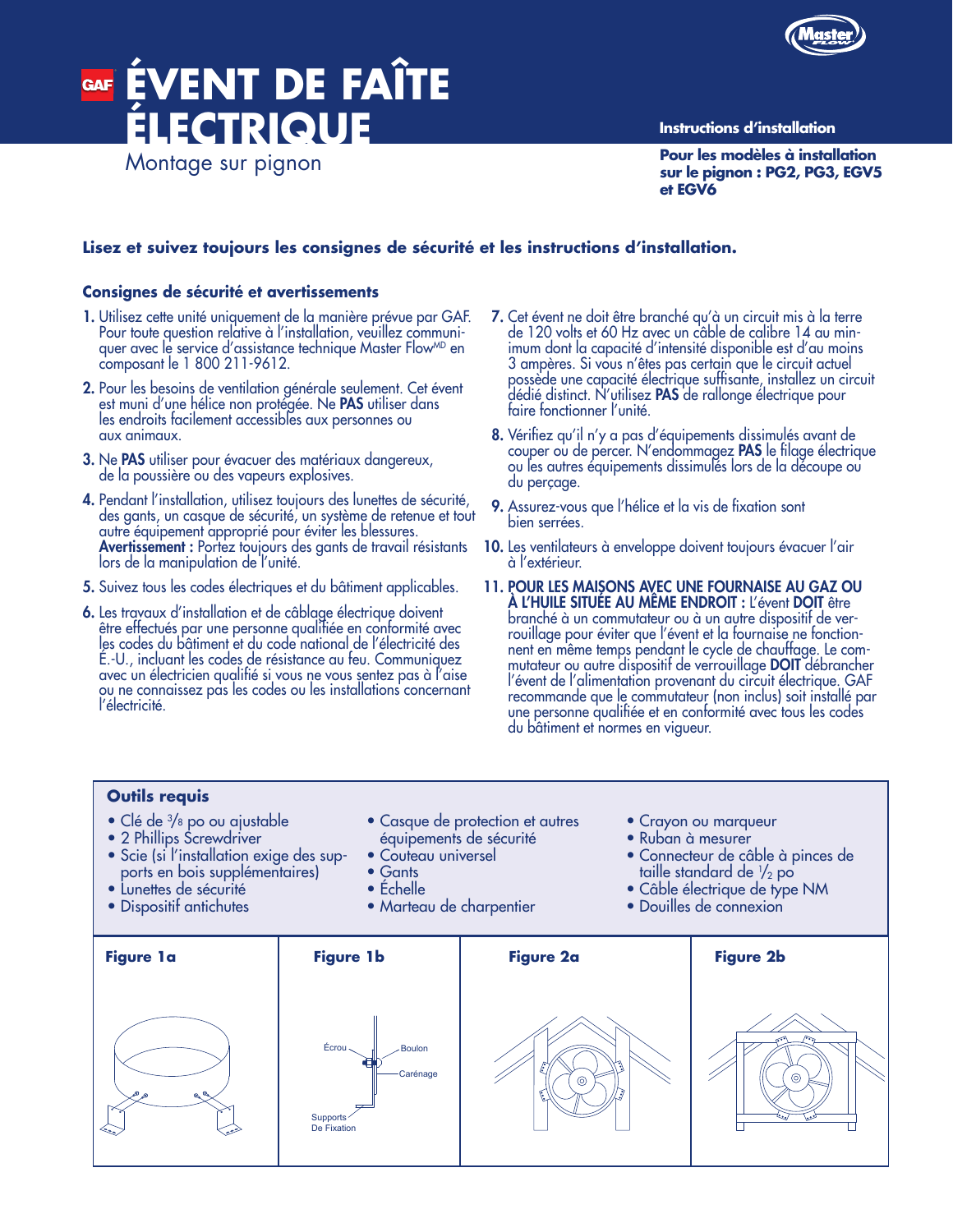# ÉVENT DE FAÎTE ÉLECTRIQUE

Montage sur pignon

**Instructions d'installation**

**Pour les modèles à installation sur le pignon : PG2, PG3, EGV5 et EGV6**

**Lisez et suivez toujours les consignes de sécurité et les instructions d'installation.**

## Consignes de sécurité et avertissements

1. Utilisez cette unité uniquement de la manière prévue par GAF. Pour toute question relative à l'installation, veuillez communiquer avec le service d'assistance technique Master Flow[MD] en composant le 1 800 211-9612.
2. Pour les besoins de ventilation générale seulement. Cet évent est muni d'une hélice non protégée. Ne **PAS** utiliser dans les endroits facilement accessibles aux personnes ou aux animaux.
3. Ne **PAS** utiliser pour évacuer des matériaux dangereux, de la poussière ou des vapeurs explosives.
4. Pendant l'installation, utilisez toujours des lunettes de sécurité, des gants, un casque de sécurité, un système de retenue et tout autre équipement approprié pour éviter les blessures. **Avertissement :** Portez toujours des gants de travail résistants lors de la manipulation de l'unité.
5. Suivez tous les codes électriques et du bâtiment applicables.
6. Les travaux d'installation et de câblage électrique doivent être effectués par une personne qualifiée en conformité avec les codes du bâtiment et du code national de l'électricité des É.-U., incluant les codes de résistance au feu. Communiquez avec un électricien qualifié si vous ne vous sentez pas à l'aise ou ne connaissez pas les codes ou les installations concernant l'électricité.
7. Cet évent ne doit être branché qu'à un circuit mis à la terre de 120 volts et 60 Hz avec un câble de calibre 14 au minimum dont la capacité d'intensité disponible est d'au moins 3 ampères. Si vous n'êtes pas certain que le circuit actuel possède une capacité électrique suffisante, installez un circuit dédié distinct. N'utilisez **PAS** de rallonge électrique pour faire fonctionner l'unité.
8. Vérifiez qu'il n'y a pas d'équipements dissimulés avant de couper ou de percer. N'endommagez **PAS** le filage électrique ou les autres équipements dissimulés lors de la découpe ou du perçage.
9. Assurez-vous que l'hélice et la vis de fixation sont bien serrées.
10. Les ventilateurs à enveloppe doivent toujours évacuer l'air à l'extérieur.
11. **POUR LES MAISONS AVEC UNE FOURNAISE AU GAZ OU À L'HUILE SITUÉE AU MÊME ENDROIT :** L'évent **DOIT** être branché à un commutateur ou à un autre dispositif de verrouillage pour éviter que l'évent et la fournaise ne fonctionnent en même temps pendant le cycle de chauffage. Le commutateur ou autre dispositif de verrouillage **DOIT** débrancher l'évent de l'alimentation provenant du circuit électrique. GAF recommande que le commutateur (non inclus) soit installé par une personne qualifiée et en conformité avec tous les codes du bâtiment et normes en vigueur.

## Outils requis

- Clé de 3/8 po ou ajustable
- 2 Phillips Screwdriver
- Scie (si l'installation exige des supports en bois supplémentaires)
- Lunettes de sécurité
- Dispositif antichutes
- Casque de protection et autres équipements de sécurité
- Couteau universel
- Gants
- Échelle
- Marteau de charpentier
- Crayon ou marqueur
- Ruban à mesurer
- Connecteur de câble à pinces de taille standard de 1/2 po
- Câble électrique de type NM
- Douilles de connexion

**Figure 1a**

**Figure 1b**

Écrou
Boulon
Carénage
Supports De Fixation

**Figure 2a**

**Figure 2b**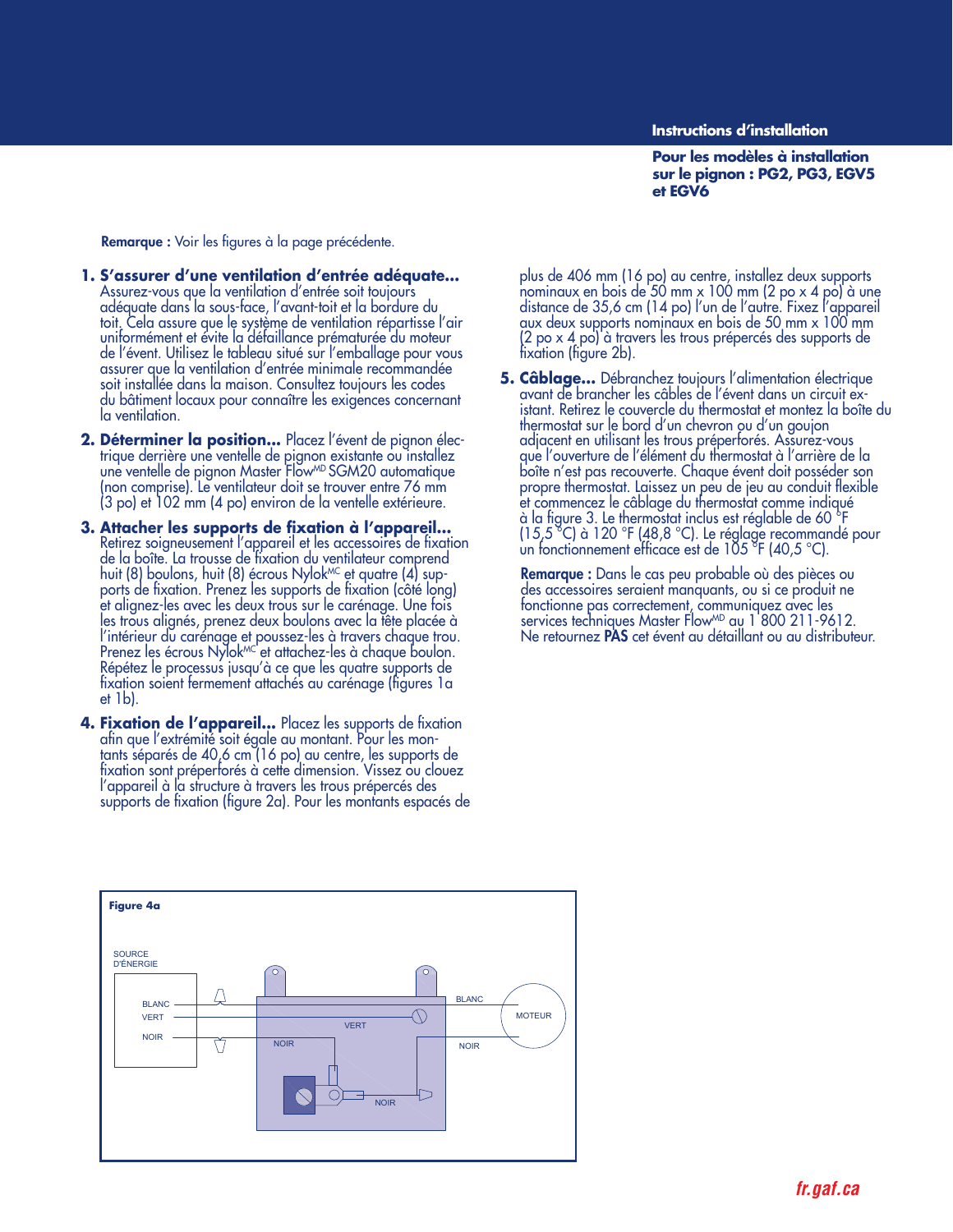## Instructions d'installation

**Pour les modèles à installation sur le pignon : PG2, PG3, EGV5 et EGV6**

**Remarque :** Voir les figures à la page précédente.

1. **S'assurer d'une ventilation d'entrée adéquate...** Assurez-vous que la ventilation d'entrée soit toujours adéquate dans la sous-face, l'avant-toit et la bordure du toit. Cela assure que le système de ventilation répartisse l'air uniformément et évite la défaillance prématurée du moteur de l'évent. Utilisez le tableau situé sur l'emballage pour vous assurer que la ventilation d'entrée minimale recommandée soit installée dans la maison. Consultez toujours les codes du bâtiment locaux pour connaître les exigences concernant la ventilation.

2. **Déterminer la position...** Placez l'évent de pignon électrique derrière une ventelle de pignon existante ou installez une ventelle de pignon Master Flow[MD] SGM20 automatique (non comprise). Le ventilateur doit se trouver entre 76 mm (3 po) et 102 mm (4 po) environ de la ventelle extérieure.

3. **Attacher les supports de fixation à l'appareil...** Retirez soigneusement l'appareil et les accessoires de fixation de la boîte. La trousse de fixation du ventilateur comprend huit (8) boulons, huit (8) écrous Nylok[MC] et quatre (4) supports de fixation. Prenez les supports de fixation (côté long) et alignez-les avec les deux trous sur le carénage. Une fois les trous alignés, prenez deux boulons avec la tête placée à l'intérieur du carénage et poussez-les à travers chaque trou. Prenez les écrous Nylok[MC] et attachez-les à chaque boulon. Répétez le processus jusqu'à ce que les quatre supports de fixation soient fermement attachés au carénage (figures 1a et 1b).

4. **Fixation de l'appareil...** Placez les supports de fixation afin que l'extrémité soit égale au montant. Pour les montants séparés de 40,6 cm (16 po) au centre, les supports de fixation sont préperforés à cette dimension. Vissez ou clouez l'appareil à la structure à travers les trous prépercés des supports de fixation (figure 2a). Pour les montants espacés de plus de 406 mm (16 po) au centre, installez deux supports nominaux en bois de 50 mm x 100 mm (2 po x 4 po) à une distance de 35,6 cm (14 po) l'un de l'autre. Fixez l'appareil aux deux supports nominaux en bois de 50 mm x 100 mm (2 po x 4 po) à travers les trous prépercés des supports de fixation (figure 2b).

5. **Câblage...** Débranchez toujours l'alimentation électrique avant de brancher les câbles de l'évent dans un circuit existant. Retirez le couvercle du thermostat et montez la boîte du thermostat sur le bord d'un chevron ou d'un goujon adjacent en utilisant les trous préperforés. Assurez-vous que l'ouverture de l'élément du thermostat à l'arrière de la boîte n'est pas recouverte. Chaque évent doit posséder son propre thermostat. Laissez un peu de jeu au conduit flexible et commencez le câblage du thermostat comme indiqué à la figure 3. Le thermostat inclus est réglable de 60 °F (15,5 °C) à 120 °F (48,8 °C). Le réglage recommandé pour un fonctionnement efficace est de 105 °F (40,5 °C).

**Remarque :** Dans le cas peu probable où des pièces ou des accessoires seraient manquants, ou si ce produit ne fonctionne pas correctement, communiquez avec les services techniques Master Flow[MD] au 1 800 211-9612. Ne retournez **PAS** cet évent au détaillant ou au distributeur.

**Figure 4a**

SOURCE D'ÉNERGIE
BLANC
VERT
NOIR
VERT
NOIR
BLANC
MOTEUR
NOIR
NOIR

fr.gaf.ca